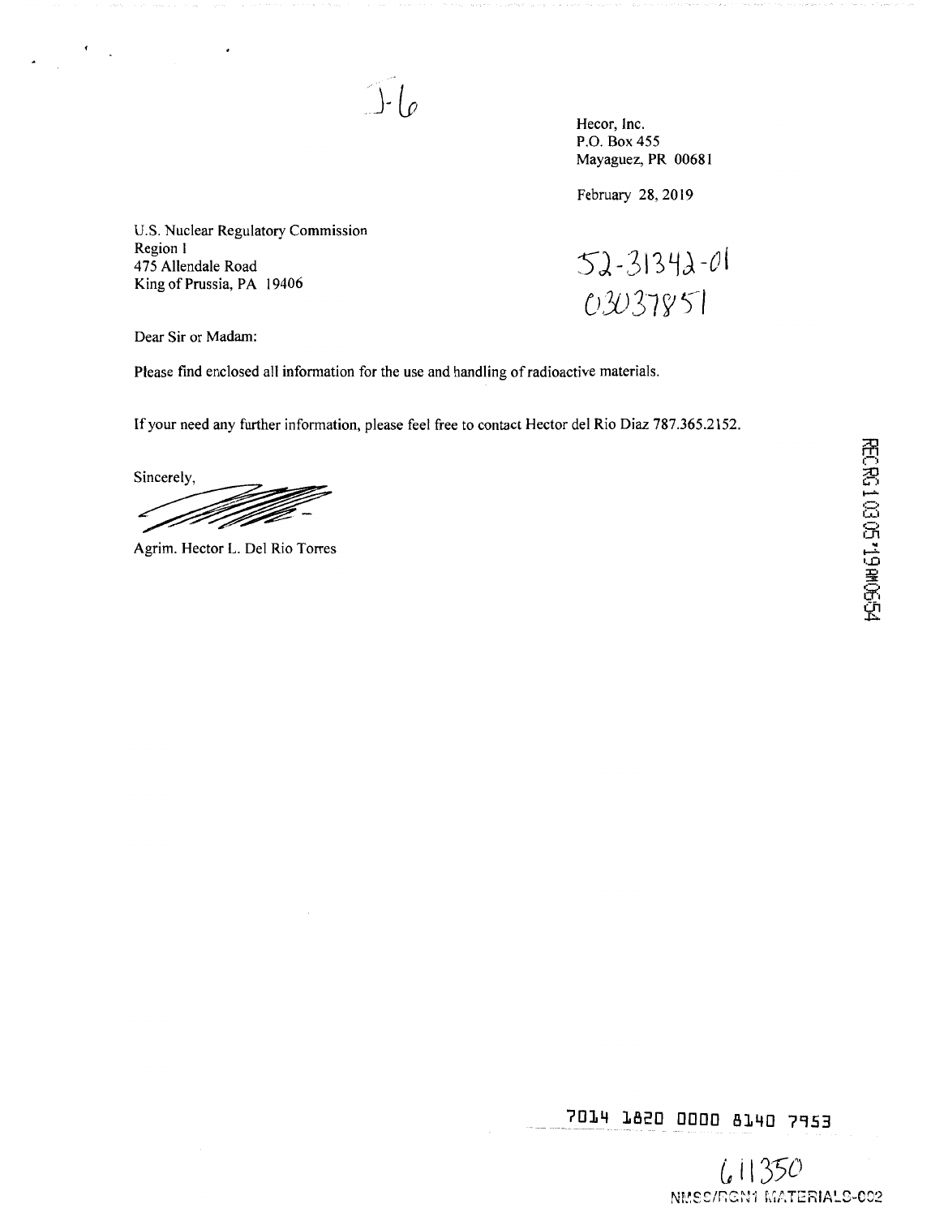J-6

Hecor, Inc.
P.O. Box 455
Mayaguez, PR 00681

February 28, 2019

U.S. Nuclear Regulatory Commission
Region I
475 Allendale Road
King of Prussia, PA 19406

52-31342-01
03037851

Dear Sir or Madam:

Please find enclosed all information for the use and handling of radioactive materials.

If your need any further information, please feel free to contact Hector del Rio Diaz 787.365.2152.

Sincerely,

Agrim. Hector L. Del Rio Torres

RECRG1 03 05 '19 AM 06:54

7014 1820 0000 8140 7953

611350
NMSS/RGN1 MATERIALS-002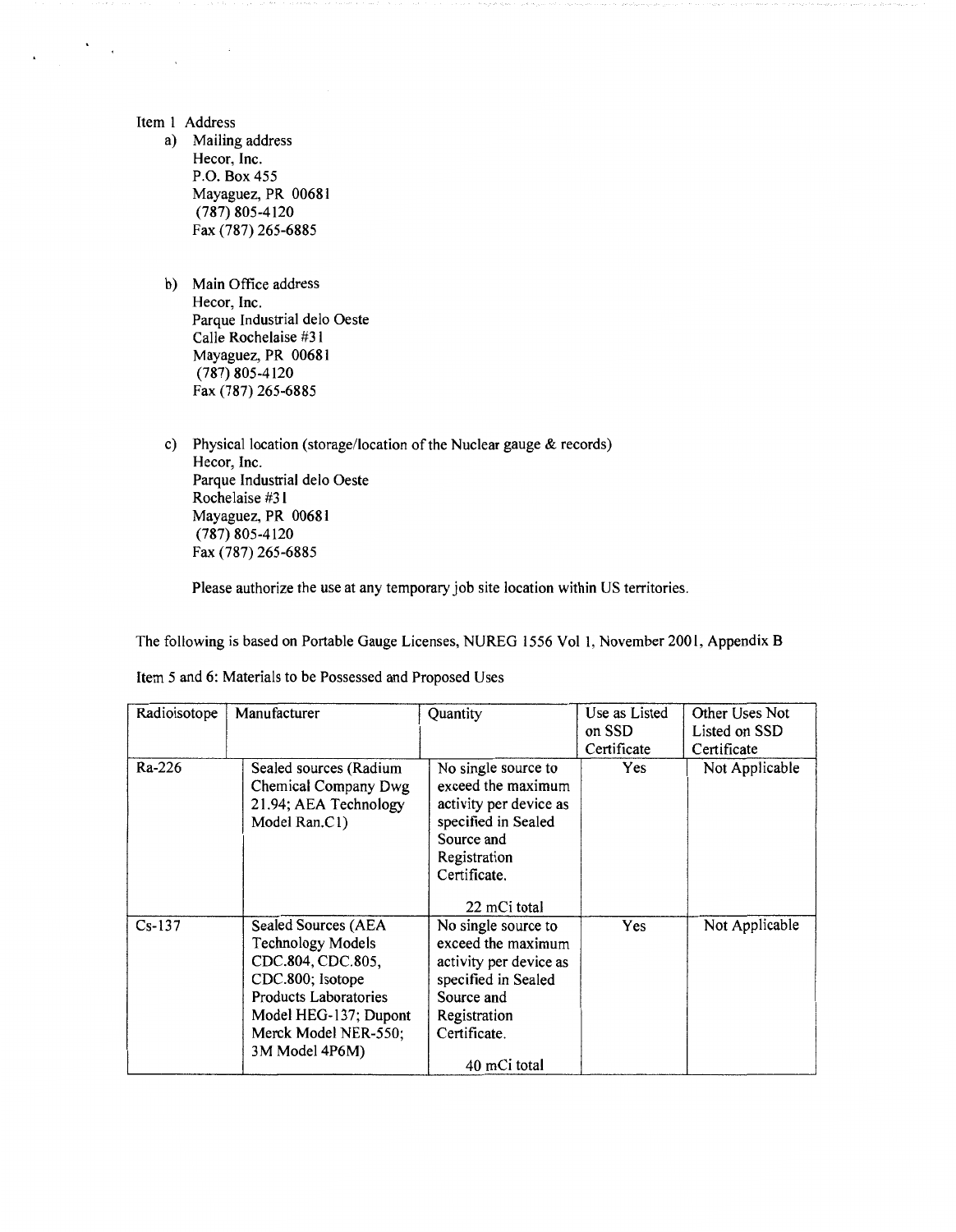Item 1 Address

a) Mailing address
   Hecor, Inc.
   P.O. Box 455
   Mayaguez, PR 00681
   (787) 805-4120
   Fax (787) 265-6885

b) Main Office address
   Hecor, Inc.
   Parque Industrial delo Oeste
   Calle Rochelaise #31
   Mayaguez, PR 00681
   (787) 805-4120
   Fax (787) 265-6885

c) Physical location (storage/location of the Nuclear gauge & records)
   Hecor, Inc.
   Parque Industrial delo Oeste
   Rochelaise #31
   Mayaguez, PR 00681
   (787) 805-4120
   Fax (787) 265-6885

   Please authorize the use at any temporary job site location within US territories.

The following is based on Portable Gauge Licenses, NUREG 1556 Vol 1, November 2001, Appendix B

Item 5 and 6: Materials to be Possessed and Proposed Uses

| Radioisotope | Manufacturer | Quantity | Use as Listed on SSD Certificate | Other Uses Not Listed on SSD Certificate |
|---|---|---|---|---|
| Ra-226 | Sealed sources (Radium Chemical Company Dwg 21.94; AEA Technology Model Ran.C1) | No single source to exceed the maximum activity per device as specified in Sealed Source and Registration Certificate.<br><br>22 mCi total | Yes | Not Applicable |
| Cs-137 | Sealed Sources (AEA Technology Models CDC.804, CDC.805, CDC.800; Isotope Products Laboratories Model HEG-137; Dupont Merck Model NER-550; 3M Model 4P6M) | No single source to exceed the maximum activity per device as specified in Sealed Source and Registration Certificate.<br><br>40 mCi total | Yes | Not Applicable |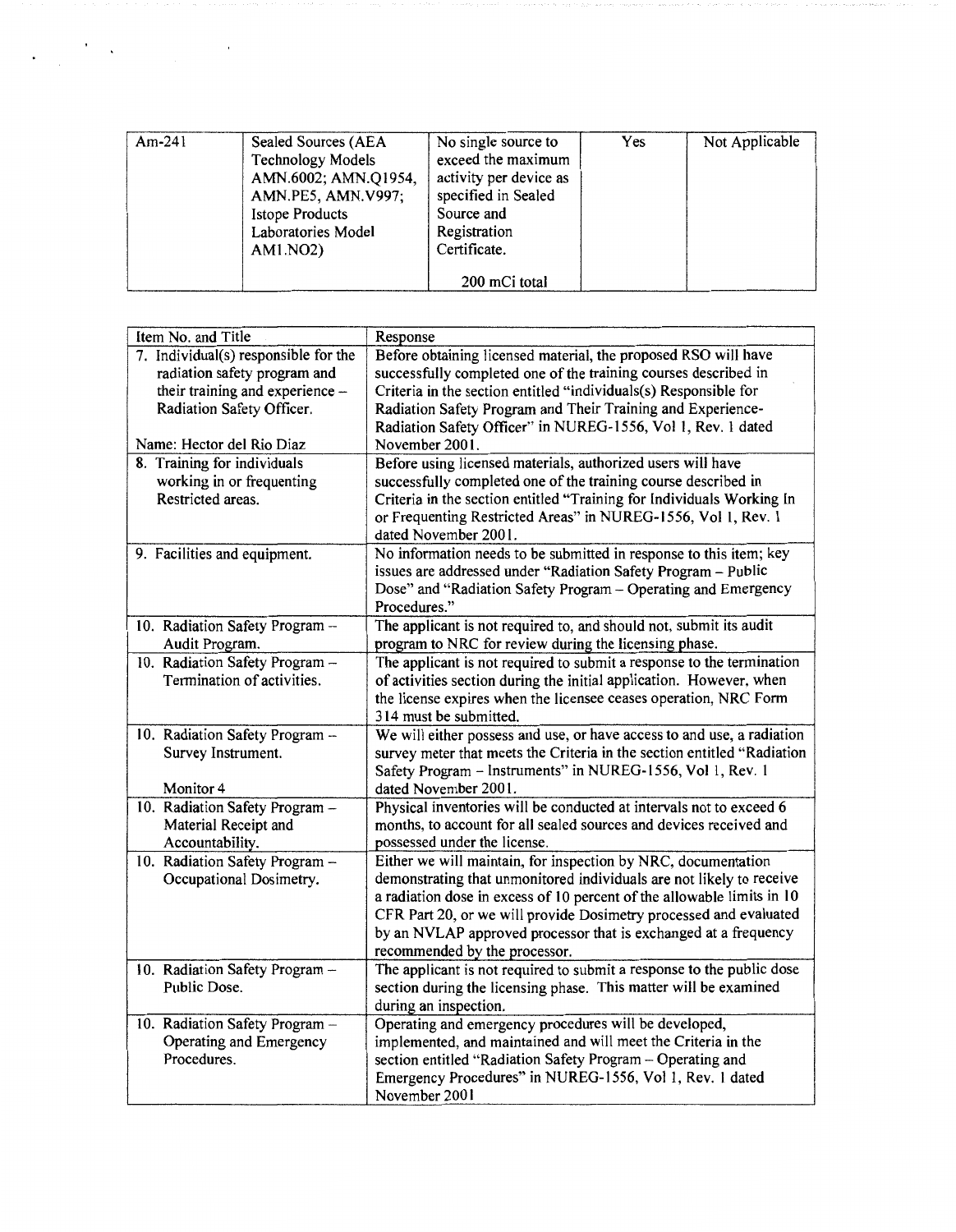| Am-241 | Sealed Sources (AEA Technology Models AMN.6002; AMN.Q1954, AMN.PE5, AMN.V997; Istope Products Laboratories Model AM1.NO2) | No single source to exceed the maximum activity per device as specified in Sealed Source and Registration Certificate.<br><br>200 mCi total | Yes | Not Applicable |
|---|---|---|---|---|

| Item No. and Title | Response |
|---|---|
| 7. Individual(s) responsible for the radiation safety program and their training and experience – Radiation Safety Officer.<br><br>Name: Hector del Rio Diaz | Before obtaining licensed material, the proposed RSO will have successfully completed one of the training courses described in Criteria in the section entitled "individuals(s) Responsible for Radiation Safety Program and Their Training and Experience-Radiation Safety Officer" in NUREG-1556, Vol 1, Rev. 1 dated November 2001. |
| 8. Training for individuals working in or frequenting Restricted areas. | Before using licensed materials, authorized users will have successfully completed one of the training course described in Criteria in the section entitled "Training for Individuals Working In or Frequenting Restricted Areas" in NUREG-1556, Vol 1, Rev. 1 dated November 2001. |
| 9. Facilities and equipment. | No information needs to be submitted in response to this item; key issues are addressed under "Radiation Safety Program – Public Dose" and "Radiation Safety Program – Operating and Emergency Procedures." |
| 10. Radiation Safety Program – Audit Program. | The applicant is not required to, and should not, submit its audit program to NRC for review during the licensing phase. |
| 10. Radiation Safety Program – Termination of activities. | The applicant is not required to submit a response to the termination of activities section during the initial application. However, when the license expires when the licensee ceases operation, NRC Form 314 must be submitted. |
| 10. Radiation Safety Program – Survey Instrument.<br><br>Monitor 4 | We will either possess and use, or have access to and use, a radiation survey meter that meets the Criteria in the section entitled "Radiation Safety Program – Instruments" in NUREG-1556, Vol 1, Rev. 1 dated November 2001. |
| 10. Radiation Safety Program – Material Receipt and Accountability. | Physical inventories will be conducted at intervals not to exceed 6 months, to account for all sealed sources and devices received and possessed under the license. |
| 10. Radiation Safety Program – Occupational Dosimetry. | Either we will maintain, for inspection by NRC, documentation demonstrating that unmonitored individuals are not likely to receive a radiation dose in excess of 10 percent of the allowable limits in 10 CFR Part 20, or we will provide Dosimetry processed and evaluated by an NVLAP approved processor that is exchanged at a frequency recommended by the processor. |
| 10. Radiation Safety Program – Public Dose. | The applicant is not required to submit a response to the public dose section during the licensing phase. This matter will be examined during an inspection. |
| 10. Radiation Safety Program – Operating and Emergency Procedures. | Operating and emergency procedures will be developed, implemented, and maintained and will meet the Criteria in the section entitled "Radiation Safety Program – Operating and Emergency Procedures" in NUREG-1556, Vol 1, Rev. 1 dated November 2001 |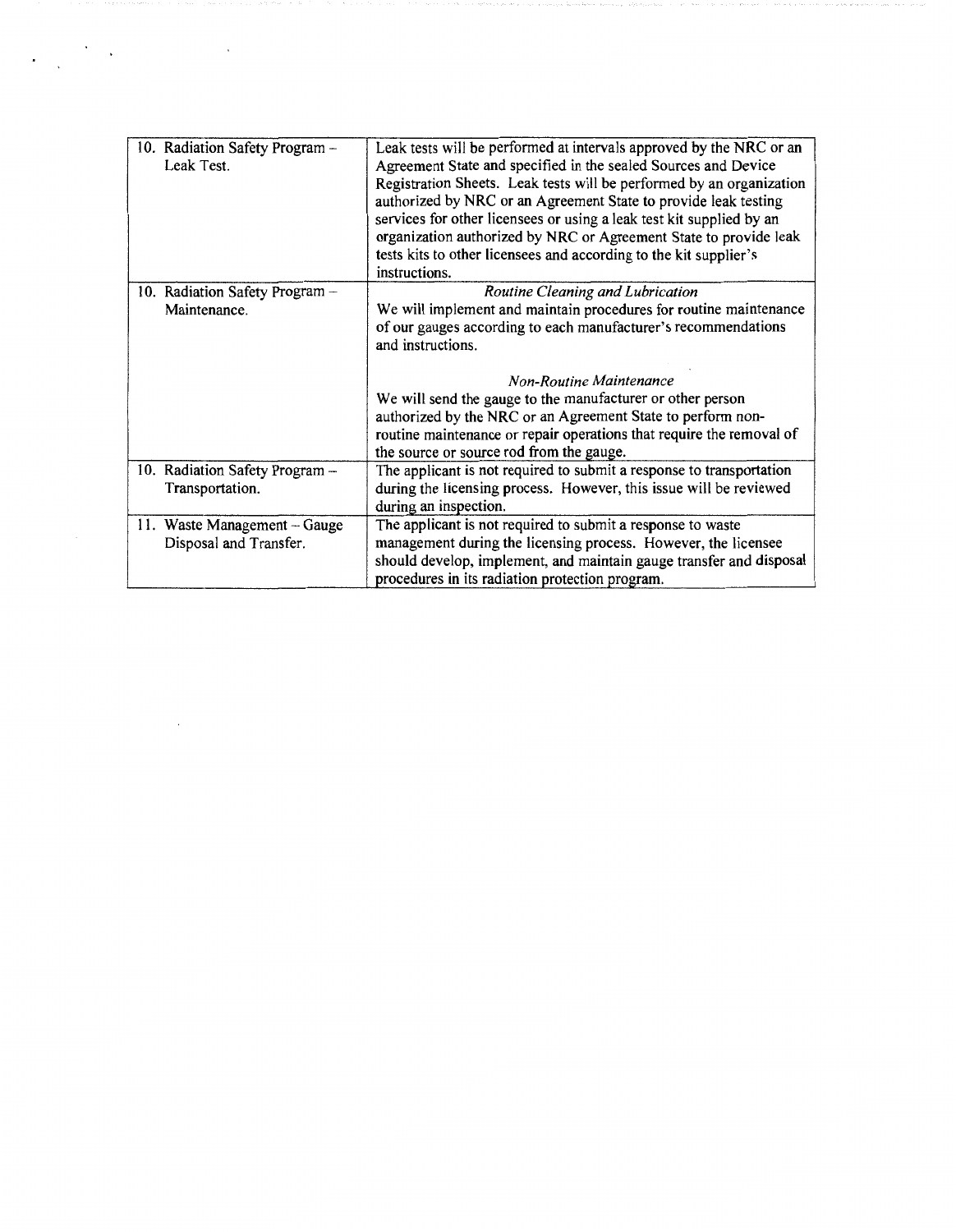| | |
|---|---|
| 10. Radiation Safety Program – Leak Test. | Leak tests will be performed at intervals approved by the NRC or an Agreement State and specified in the sealed Sources and Device Registration Sheets. Leak tests will be performed by an organization authorized by NRC or an Agreement State to provide leak testing services for other licensees or using a leak test kit supplied by an organization authorized by NRC or Agreement State to provide leak tests kits to other licensees and according to the kit supplier's instructions. |
| 10. Radiation Safety Program – Maintenance. | *Routine Cleaning and Lubrication*<br>We will implement and maintain procedures for routine maintenance of our gauges according to each manufacturer's recommendations and instructions.<br><br>*Non-Routine Maintenance*<br>We will send the gauge to the manufacturer or other person authorized by the NRC or an Agreement State to perform non-routine maintenance or repair operations that require the removal of the source or source rod from the gauge. |
| 10. Radiation Safety Program – Transportation. | The applicant is not required to submit a response to transportation during the licensing process. However, this issue will be reviewed during an inspection. |
| 11. Waste Management – Gauge Disposal and Transfer. | The applicant is not required to submit a response to waste management during the licensing process. However, the licensee should develop, implement, and maintain gauge transfer and disposal procedures in its radiation protection program. |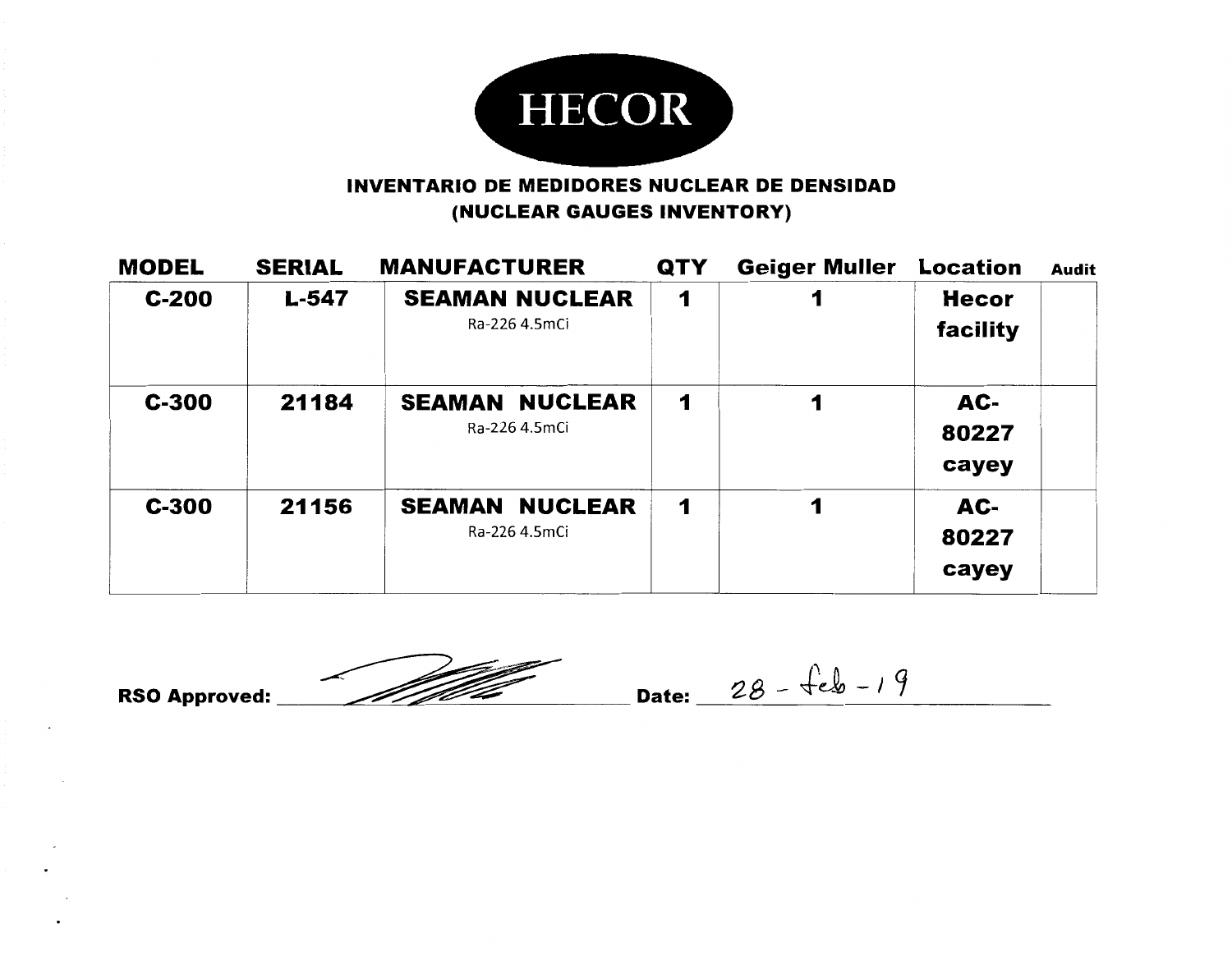# HECOR

## INVENTARIO DE MEDIDORES NUCLEAR DE DENSIDAD
## (NUCLEAR GAUGES INVENTORY)

| MODEL | SERIAL | MANUFACTURER | QTY | Geiger Muller | Location | Audit |
|---|---|---|---|---|---|---|
| C-200 | L-547 | SEAMAN NUCLEAR<br>Ra-226 4.5mCi | 1 | 1 | Hecor facility | |
| C-300 | 21184 | SEAMAN NUCLEAR<br>Ra-226 4.5mCi | 1 | 1 | AC-80227 cayey | |
| C-300 | 21156 | SEAMAN NUCLEAR<br>Ra-226 4.5mCi | 1 | 1 | AC-80227 cayey | |

**RSO Approved:** [signature] **Date:** 28 - feb - 19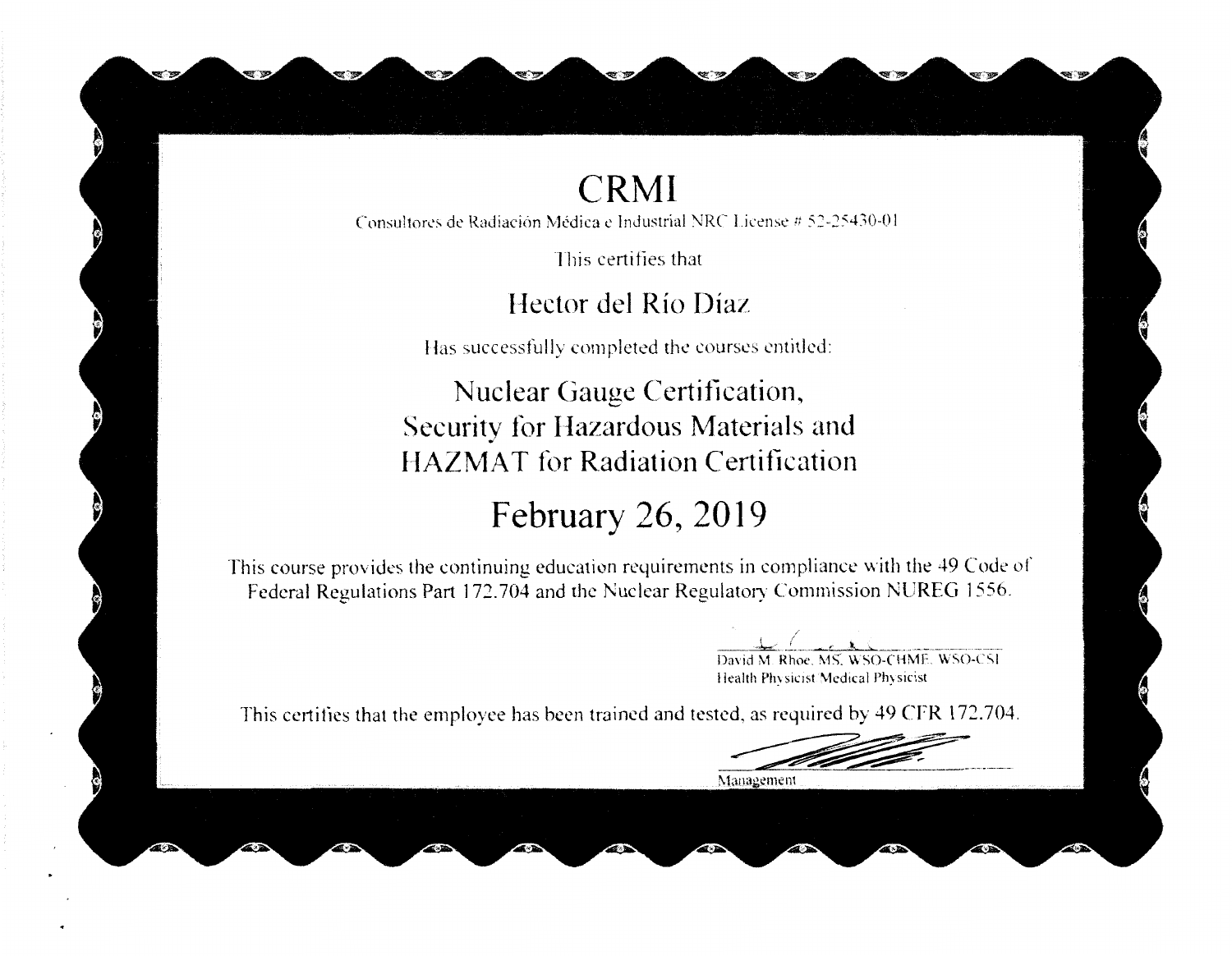# CRMI

Consultores de Radiación Médica e Industrial NRC License # 52-25430-01

This certifies that

## Hector del Río Díaz

Has successfully completed the courses entitled:

## Nuclear Gauge Certification, Security for Hazardous Materials and HAZMAT for Radiation Certification

## February 26, 2019

This course provides the continuing education requirements in compliance with the 49 Code of Federal Regulations Part 172.704 and the Nuclear Regulatory Commission NUREG 1556.

David M. Rhoe, MS, WSO-CHMF, WSO-CSI
Health Physicist Medical Physicist

This certifies that the employee has been trained and tested, as required by 49 CFR 172.704.

Management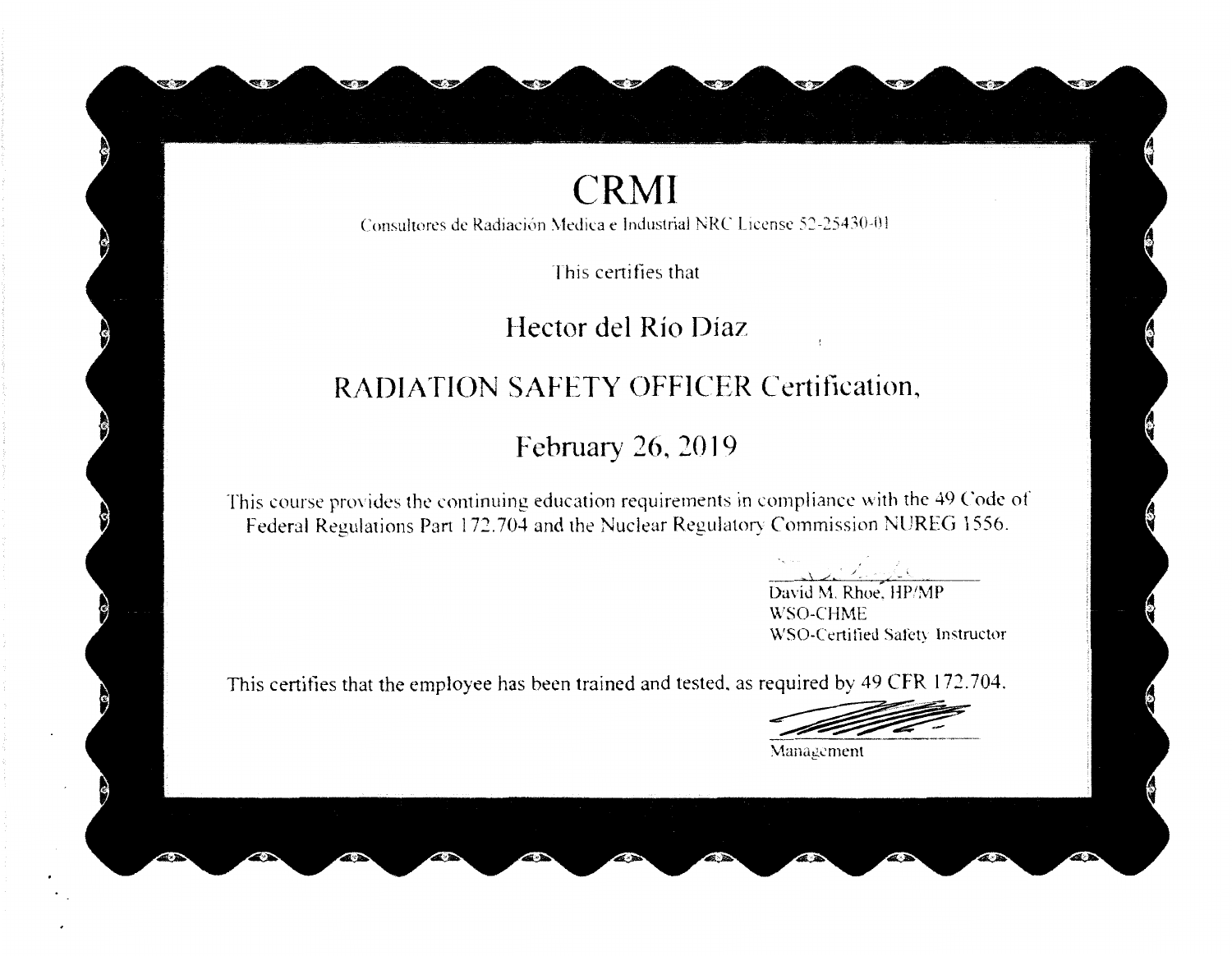# CRMI

Consultores de Radiación Medica e Industrial NRC License 52-25430-01

This certifies that

## Hector del Río Díaz

## RADIATION SAFETY OFFICER Certification,

## February 26, 2019

This course provides the continuing education requirements in compliance with the 49 Code of Federal Regulations Part 172.704 and the Nuclear Regulatory Commission NUREG 1556.

David M. Rhoe, HP/MP
WSO-CHME
WSO-Certified Safety Instructor

This certifies that the employee has been trained and tested, as required by 49 CFR 172.704.

Management